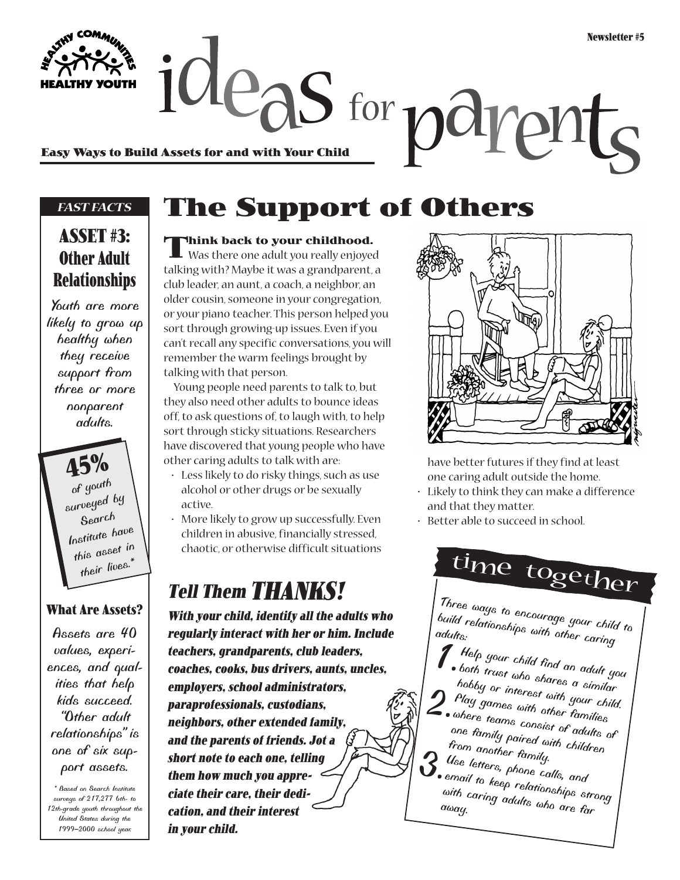Newsletter #5

# ideas for parents

**Easy Ways to Build Assets for and with Your Child**

## The Support of Others

***FAST FACTS***

### ASSET #3: Other Adult Relationships

Youth are more likely to grow up healthy when they receive support from three or more nonparent adults.

**45%** of youth surveyed by Search Institute have this asset in their lives.*

### What Are Assets?

Assets are 40 values, experiences, and qualities that help kids succeed. "Other adult relationships" is one of six support assets.

* Based on Search Institute surveys of 217,277 6th- to 12th-grade youth throughout the United States during the 1999–2000 school year.

**Think back to your childhood.** Was there one adult you really enjoyed talking with? Maybe it was a grandparent, a club leader, an aunt, a coach, a neighbor, an older cousin, someone in your congregation, or your piano teacher. This person helped you sort through growing-up issues. Even if you can't recall any specific conversations, you will remember the warm feelings brought by talking with that person.

Young people need parents to talk to, but they also need other adults to bounce ideas off, to ask questions of, to laugh with, to help sort through sticky situations. Researchers have discovered that young people who have other caring adults to talk with are:

- Less likely to do risky things, such as use alcohol or other drugs or be sexually active.
- More likely to grow up successfully. Even children in abusive, financially stressed, chaotic, or otherwise difficult situations have better futures if they find at least one caring adult outside the home.
- Likely to think they can make a difference and that they matter.
- Better able to succeed in school.

### Tell Them THANKS!

***With your child, identify all the adults who regularly interact with her or him. Include teachers, grandparents, club leaders, coaches, cooks, bus drivers, aunts, uncles, employers, school administrators, paraprofessionals, custodians, neighbors, other extended family, and the parents of friends. Jot a short note to each one, telling them how much you appreciate their care, their dedication, and their interest in your child.***

### time together

Three ways to encourage your child to build relationships with other caring adults:

1. Help your child find an adult you both trust who shares a similar hobby or interest with your child.
2. Play games with other families where teams consist of adults of one family paired with children from another family.
3. Use letters, phone calls, and email to keep relationships strong with caring adults who are far away.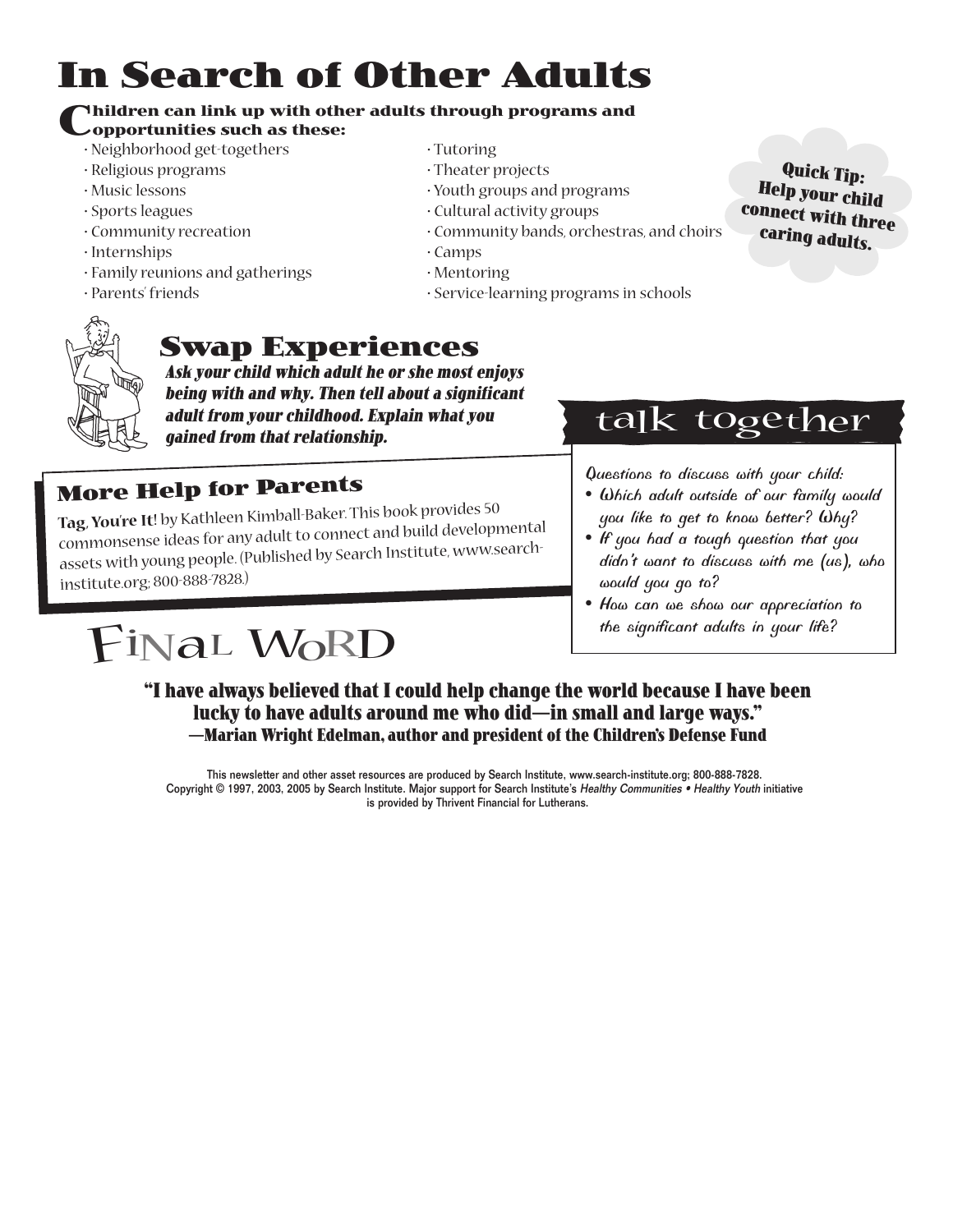# In Search of Other Adults

**Children can link up with other adults through programs and opportunities such as these:**

- Neighborhood get-togethers
- Religious programs
- Music lessons
- Sports leagues
- Community recreation
- Internships
- Family reunions and gatherings
- Parents' friends
- Tutoring
- Theater projects
- Youth groups and programs
- Cultural activity groups
- Community bands, orchestras, and choirs
- Camps
- Mentoring
- Service-learning programs in schools

**Quick Tip: Help your child connect with three caring adults.**

## Swap Experiences

***Ask your child which adult he or she most enjoys being with and why. Then tell about a significant adult from your childhood. Explain what you gained from that relationship.***

## talk together

Questions to discuss with your child:

- Which adult outside of our family would you like to get to know better? Why?
- If you had a tough question that you didn't want to discuss with me (us), who would you go to?
- How can we show our appreciation to the significant adults in your life?

## More Help for Parents

**Tag, You're It!** by Kathleen Kimball-Baker. This book provides 50 commonsense ideas for any adult to connect and build developmental assets with young people. (Published by Search Institute, www.search-institute.org; 800-888-7828.)

## Final Word

**"I have always believed that I could help change the world because I have been lucky to have adults around me who did—in small and large ways."**
**—Marian Wright Edelman, author and president of the Children's Defense Fund**

This newsletter and other asset resources are produced by Search Institute, www.search-institute.org; 800-888-7828. Copyright © 1997, 2003, 2005 by Search Institute. Major support for Search Institute's *Healthy Communities • Healthy Youth* initiative is provided by Thrivent Financial for Lutherans.